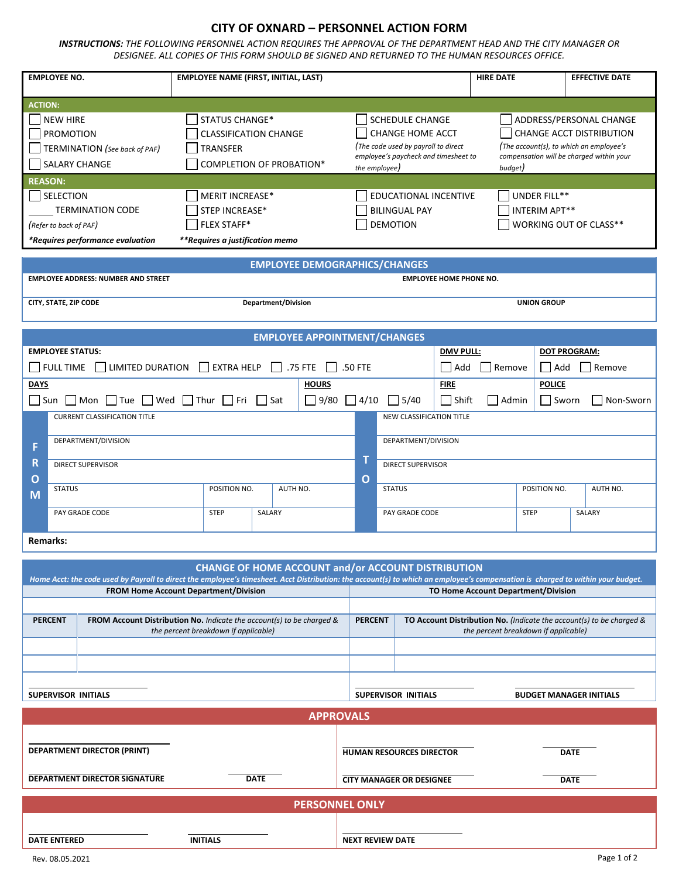# CITY OF OXNARD – PERSONNEL ACTION FORM

***INSTRUCTIONS:** THE FOLLOWING PERSONNEL ACTION REQUIRES THE APPROVAL OF THE DEPARTMENT HEAD AND THE CITY MANAGER OR DESIGNEE. ALL COPIES OF THIS FORM SHOULD BE SIGNED AND RETURNED TO THE HUMAN RESOURCES OFFICE.*

| EMPLOYEE NO. | EMPLOYEE NAME (FIRST, INITIAL, LAST) | HIRE DATE | EFFECTIVE DATE |
|---|---|---|---|
| | | | |

**ACTION:**

- ☐ NEW HIRE
- ☐ PROMOTION
- ☐ TERMINATION *(See back of PAF)*
- ☐ SALARY CHANGE
- ☐ STATUS CHANGE*
- ☐ CLASSIFICATION CHANGE
- ☐ TRANSFER
- ☐ COMPLETION OF PROBATION*
- ☐ SCHEDULE CHANGE
- ☐ CHANGE HOME ACCT *(The code used by payroll to direct employee's paycheck and timesheet to the employee)*
- ☐ ADDRESS/PERSONAL CHANGE
- ☐ CHANGE ACCT DISTRIBUTION *(The account(s), to which an employee's compensation will be charged within your budget)*

**REASON:**

- ☐ SELECTION
- _____ TERMINATION CODE *(Refer to back of PAF)*
- ☐ MERIT INCREASE*
- ☐ STEP INCREASE*
- ☐ FLEX STAFF*
- ☐ EDUCATIONAL INCENTIVE
- ☐ BILINGUAL PAY
- ☐ DEMOTION
- ☐ UNDER FILL**
- ☐ INTERIM APT**
- ☐ WORKING OUT OF CLASS**

***Requires performance evaluation**  ****Requires a justification memo**

## EMPLOYEE DEMOGRAPHICS/CHANGES

| EMPLOYEE ADDRESS: NUMBER AND STREET | | EMPLOYEE HOME PHONE NO. |
|---|---|---|
| **CITY, STATE, ZIP CODE** | **Department/Division** | **UNION GROUP** |
| | | |

## EMPLOYEE APPOINTMENT/CHANGES

**EMPLOYEE STATUS:** ☐ FULL TIME ☐ LIMITED DURATION ☐ EXTRA HELP ☐ .75 FTE ☐ .50 FTE

**DMV PULL:** ☐ Add ☐ Remove

**DOT PROGRAM:** ☐ Add ☐ Remove

**DAYS:** ☐ Sun ☐ Mon ☐ Tue ☐ Wed ☐ Thur ☐ Fri ☐ Sat

**HOURS:** ☐ 9/80 ☐ 4/10 ☐ 5/40

**FIRE:** ☐ Shift ☐ Admin

**POLICE:** ☐ Sworn ☐ Non-Sworn

| | FROM | | | | TO | | |
|---|---|---|---|---|---|---|---|
| CURRENT CLASSIFICATION TITLE | | | | NEW CLASSIFICATION TITLE | | | |
| DEPARTMENT/DIVISION | | | | DEPARTMENT/DIVISION | | | |
| DIRECT SUPERVISOR | | | | DIRECT SUPERVISOR | | | |
| STATUS | POSITION NO. | AUTH NO. | | STATUS | POSITION NO. | AUTH NO. | |
| PAY GRADE CODE | STEP | SALARY | | PAY GRADE CODE | STEP | SALARY | |

**Remarks:**

## CHANGE OF HOME ACCOUNT and/or ACCOUNT DISTRIBUTION

*Home Acct: the code used by Payroll to direct the employee's timesheet. Acct Distribution: the account(s) to which an employee's compensation is charged to within your budget.*

| FROM Home Account Department/Division | | TO Home Account Department/Division | |
|---|---|---|---|
| | | | |
| **PERCENT** | **FROM Account Distribution No.** *Indicate the account(s) to be charged & the percent breakdown if applicable)* | **PERCENT** | **TO Account Distribution No.** *(Indicate the account(s) to be charged & the percent breakdown if applicable)* |
| | | | |
| | | | |

SUPERVISOR INITIALS ____________

SUPERVISOR INITIALS ____________  BUDGET MANAGER INITIALS ____________

## APPROVALS

| | | | |
|---|---|---|---|
| DEPARTMENT DIRECTOR (PRINT) | | HUMAN RESOURCES DIRECTOR | DATE |
| DEPARTMENT DIRECTOR SIGNATURE | DATE | CITY MANAGER OR DESIGNEE | DATE |

## PERSONNEL ONLY

| | | |
|---|---|---|
| DATE ENTERED | INITIALS | NEXT REVIEW DATE |

Rev. 08.05.2021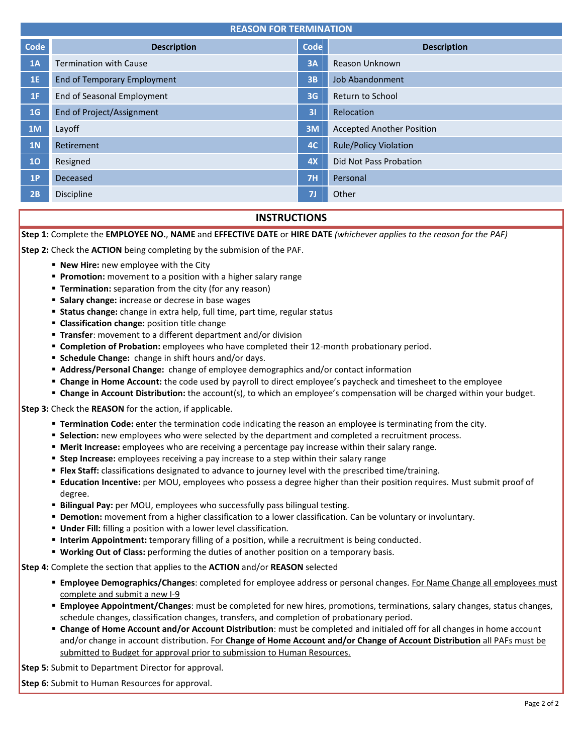## REASON FOR TERMINATION

| Code | Description | Code | Description |
|---|---|---|---|
| 1A | Termination with Cause | 3A | Reason Unknown |
| 1E | End of Temporary Employment | 3B | Job Abandonment |
| 1F | End of Seasonal Employment | 3G | Return to School |
| 1G | End of Project/Assignment | 3I | Relocation |
| 1M | Layoff | 3M | Accepted Another Position |
| 1N | Retirement | 4C | Rule/Policy Violation |
| 1O | Resigned | 4X | Did Not Pass Probation |
| 1P | Deceased | 7H | Personal |
| 2B | Discipline | 7J | Other |

## INSTRUCTIONS

**Step 1:** Complete the **EMPLOYEE NO.**, **NAME** and **EFFECTIVE DATE** or **HIRE DATE** *(whichever applies to the reason for the PAF)*

**Step 2:** Check the **ACTION** being completing by the submision of the PAF.

- **New Hire:** new employee with the City
- **Promotion:** movement to a position with a higher salary range
- **Termination:** separation from the city (for any reason)
- **Salary change:** increase or decrease in base wages
- **Status change:** change in extra help, full time, part time, regular status
- **Classification change:** position title change
- **Transfer**: movement to a different department and/or division
- **Completion of Probation:** employees who have completed their 12-month probationary period.
- **Schedule Change:** change in shift hours and/or days.
- **Address/Personal Change:** change of employee demographics and/or contact information
- **Change in Home Account:** the code used by payroll to direct employee's paycheck and timesheet to the employee
- **Change in Account Distribution:** the account(s), to which an employee's compensation will be charged within your budget.

**Step 3:** Check the **REASON** for the action, if applicable.

- **Termination Code:** enter the termination code indicating the reason an employee is terminating from the city.
- **Selection:** new employees who were selected by the department and completed a recruitment process.
- **Merit Increase:** employees who are receiving a percentage pay increase within their salary range.
- **Step Increase:** employees receiving a pay increase to a step within their salary range
- **Flex Staff:** classifications designated to advance to journey level with the prescribed time/training.
- **Education Incentive:** per MOU, employees who possess a degree higher than their position requires. Must submit proof of degree.
- **Bilingual Pay:** per MOU, employees who successfully pass bilingual testing.
- **Demotion:** movement from a higher classification to a lower classification. Can be voluntary or involuntary.
- **Under Fill:** filling a position with a lower level classification.
- **Interim Appointment:** temporary filling of a position, while a recruitment is being conducted.
- **Working Out of Class:** performing the duties of another position on a temporary basis.

**Step 4:** Complete the section that applies to the **ACTION** and/or **REASON** selected

- **Employee Demographics/Changes**: completed for employee address or personal changes. For Name Change all employees must complete and submit a new I-9
- **Employee Appointment/Changes**: must be completed for new hires, promotions, terminations, salary changes, status changes, schedule changes, classification changes, transfers, and completion of probationary period.
- **Change of Home Account and/or Account Distribution**: must be completed and initialed off for all changes in home account and/or change in account distribution. For **Change of Home Account and/or Change of Account Distribution** all PAFs must be submitted to Budget for approval prior to submission to Human Resources.

**Step 5:** Submit to Department Director for approval.

**Step 6:** Submit to Human Resources for approval.